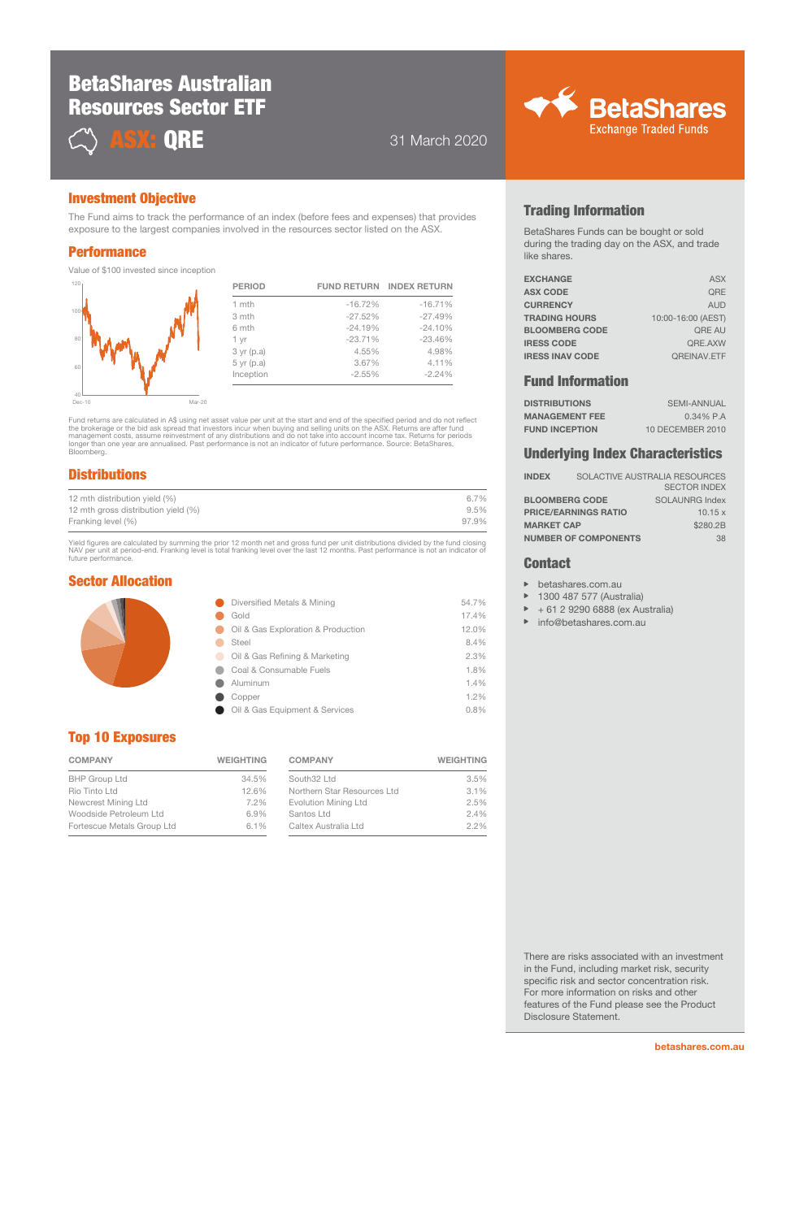# BetaShares Australian Resources Sector ETF

## ASX: QRE

31 March 2020

BetaShares Exchange Traded Funds

## Investment Objective

The Fund aims to track the performance of an index (before fees and expenses) that provides exposure to the largest companies involved in the resources sector listed on the ASX.

## Performance

Value of $100 invested since inception

| PERIOD | FUND RETURN | INDEX RETURN |
|---|---|---|
| 1 mth | -16.72% | -16.71% |
| 3 mth | -27.52% | -27.49% |
| 6 mth | -24.19% | -24.10% |
| 1 yr | -23.71% | -23.46% |
| 3 yr (p.a) | 4.55% | 4.98% |
| 5 yr (p.a) | 3.67% | 4.11% |
| Inception | -2.55% | -2.24% |

Fund returns are calculated in A$ using net asset value per unit at the start and end of the specified period and do not reflect the brokerage or the bid ask spread that investors incur when buying and selling units on the ASX. Returns are after fund management costs, assume reinvestment of any distributions and do not take into account income tax. Returns for periods longer than one year are annualised. Past performance is not an indicator of future performance. Source: BetaShares, Bloomberg.

## Distributions

| | |
|---|---|
| 12 mth distribution yield (%) | 6.7% |
| 12 mth gross distribution yield (%) | 9.5% |
| Franking level (%) | 97.9% |

Yield figures are calculated by summing the prior 12 month net and gross fund per unit distributions divided by the fund closing NAV per unit at period-end. Franking level is total franking level over the last 12 months. Past performance is not an indicator of future performance.

## Sector Allocation

| Sector | Weight |
|---|---|
| Diversified Metals & Mining | 54.7% |
| Gold | 17.4% |
| Oil & Gas Exploration & Production | 12.0% |
| Steel | 8.4% |
| Oil & Gas Refining & Marketing | 2.3% |
| Coal & Consumable Fuels | 1.8% |
| Aluminum | 1.4% |
| Copper | 1.2% |
| Oil & Gas Equipment & Services | 0.8% |

## Top 10 Exposures

| COMPANY | WEIGHTING | COMPANY | WEIGHTING |
|---|---|---|---|
| BHP Group Ltd | 34.5% | South32 Ltd | 3.5% |
| Rio Tinto Ltd | 12.6% | Northern Star Resources Ltd | 3.1% |
| Newcrest Mining Ltd | 7.2% | Evolution Mining Ltd | 2.5% |
| Woodside Petroleum Ltd | 6.9% | Santos Ltd | 2.4% |
| Fortescue Metals Group Ltd | 6.1% | Caltex Australia Ltd | 2.2% |

## Trading Information

BetaShares Funds can be bought or sold during the trading day on the ASX, and trade like shares.

| | |
|---|---|
| **EXCHANGE** | ASX |
| **ASX CODE** | QRE |
| **CURRENCY** | AUD |
| **TRADING HOURS** | 10:00-16:00 (AEST) |
| **BLOOMBERG CODE** | QRE AU |
| **IRESS CODE** | QRE.AXW |
| **IRESS INAV CODE** | QREINAV.ETF |

## Fund Information

| | |
|---|---|
| **DISTRIBUTIONS** | SEMI-ANNUAL |
| **MANAGEMENT FEE** | 0.34% P.A |
| **FUND INCEPTION** | 10 DECEMBER 2010 |

## Underlying Index Characteristics

| | |
|---|---|
| **INDEX** | SOLACTIVE AUSTRALIA RESOURCES SECTOR INDEX |
| **BLOOMBERG CODE** | SOLAUNRG Index |
| **PRICE/EARNINGS RATIO** | 10.15 x |
| **MARKET CAP** | $280.2B |
| **NUMBER OF COMPONENTS** | 38 |

## Contact

- betashares.com.au
- 1300 487 577 (Australia)
- + 61 2 9290 6888 (ex Australia)
- info@betashares.com.au

There are risks associated with an investment in the Fund, including market risk, security specific risk and sector concentration risk. For more information on risks and other features of the Fund please see the Product Disclosure Statement.

betashares.com.au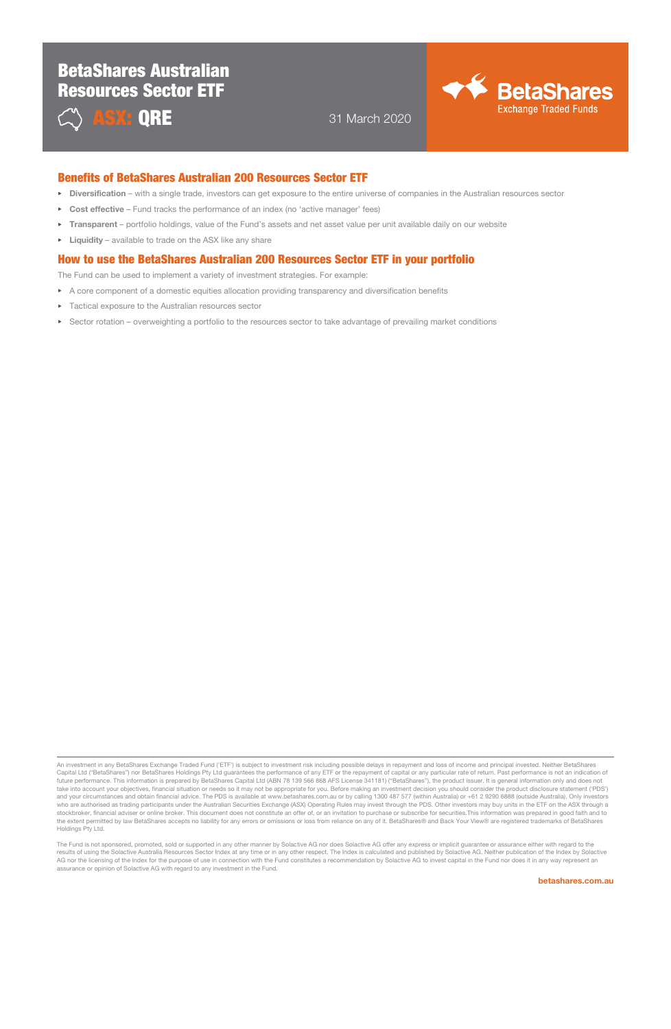# BetaShares Australian Resources Sector ETF

ASX: QRE

31 March 2020

## Benefits of BetaShares Australian 200 Resources Sector ETF

- **Diversification** – with a single trade, investors can get exposure to the entire universe of companies in the Australian resources sector
- **Cost effective** – Fund tracks the performance of an index (no 'active manager' fees)
- **Transparent** – portfolio holdings, value of the Fund's assets and net asset value per unit available daily on our website
- **Liquidity** – available to trade on the ASX like any share

## How to use the BetaShares Australian 200 Resources Sector ETF in your portfolio

The Fund can be used to implement a variety of investment strategies. For example:

- A core component of a domestic equities allocation providing transparency and diversification benefits
- Tactical exposure to the Australian resources sector
- Sector rotation – overweighting a portfolio to the resources sector to take advantage of prevailing market conditions

An investment in any BetaShares Exchange Traded Fund ('ETF') is subject to investment risk including possible delays in repayment and loss of income and principal invested. Neither BetaShares Capital Ltd ("BetaShares") nor BetaShares Holdings Pty Ltd guarantees the performance of any ETF or the repayment of capital or any particular rate of return. Past performance is not an indication of future performance. This information is prepared by BetaShares Capital Ltd (ABN 78 139 566 868 AFS License 341181) ("BetaShares"), the product issuer. It is general information only and does not take into account your objectives, financial situation or needs so it may not be appropriate for you. Before making an investment decision you should consider the product disclosure statement ('PDS') and your circumstances and obtain financial advice. The PDS is available at www.betashares.com.au or by calling 1300 487 577 (within Australia) or +61 2 9290 6888 (outside Australia). Only investors who are authorised as trading participants under the Australian Securities Exchange (ASX) Operating Rules may invest through the PDS. Other investors may buy units in the ETF on the ASX through a stockbroker, financial adviser or online broker. This document does not constitute an offer of, or an invitation to purchase or subscribe for securities.This information was prepared in good faith and to the extent permitted by law BetaShares accepts no liability for any errors or omissions or loss from reliance on any of it. BetaShares® and Back Your View® are registered trademarks of BetaShares Holdings Pty Ltd.

The Fund is not sponsored, promoted, sold or supported in any other manner by Solactive AG nor does Solactive AG offer any express or implicit guarantee or assurance either with regard to the results of using the Solactive Australia Resources Sector Index at any time or in any other respect. The Index is calculated and published by Solactive AG. Neither publication of the Index by Solactive AG nor the licensing of the Index for the purpose of use in connection with the Fund constitutes a recommendation by Solactive AG to invest capital in the Fund nor does it in any way represent an assurance or opinion of Solactive AG with regard to any investment in the Fund.

betashares.com.au